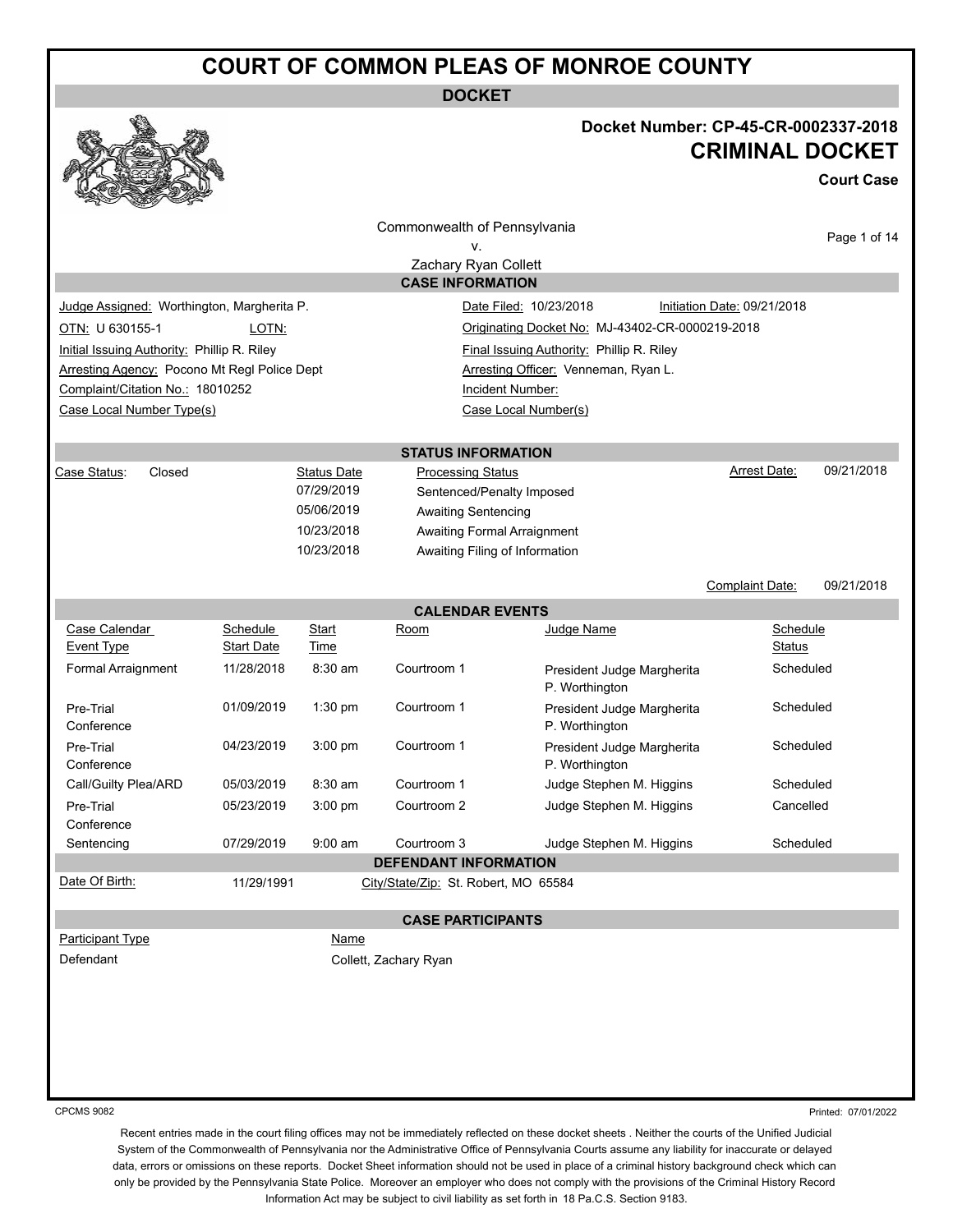# COURT OF COMMON PLEAS OF MONROE COUNTY

## DOCKET

**Docket Number: CP-45-CR-0002337-2018**

**CRIMINAL DOCKET**

**Court Case**

Commonwealth of Pennsylvania
v.
Zachary Ryan Collett

### CASE INFORMATION

| | |
|---|---|
| Judge Assigned: Worthington, Margherita P. | Date Filed: 10/23/2018 &nbsp;&nbsp; Initiation Date: 09/21/2018 |
| OTN: U 630155-1 &nbsp;&nbsp; LOTN: | Originating Docket No: MJ-43402-CR-0000219-2018 |
| Initial Issuing Authority: Phillip R. Riley | Final Issuing Authority: Phillip R. Riley |
| Arresting Agency: Pocono Mt Regl Police Dept | Arresting Officer: Venneman, Ryan L. |
| Complaint/Citation No.: 18010252 | Incident Number: |
| Case Local Number Type(s) | Case Local Number(s) |

### STATUS INFORMATION

Case Status: Closed

| Status Date | Processing Status |
|---|---|
| 07/29/2019 | Sentenced/Penalty Imposed |
| 05/06/2019 | Awaiting Sentencing |
| 10/23/2018 | Awaiting Formal Arraignment |
| 10/23/2018 | Awaiting Filing of Information |

Arrest Date: 09/21/2018

Complaint Date: 09/21/2018

### CALENDAR EVENTS

| Case Calendar Event Type | Schedule Start Date | Start Time | Room | Judge Name | Schedule Status |
|---|---|---|---|---|---|
| Formal Arraignment | 11/28/2018 | 8:30 am | Courtroom 1 | President Judge Margherita P. Worthington | Scheduled |
| Pre-Trial Conference | 01/09/2019 | 1:30 pm | Courtroom 1 | President Judge Margherita P. Worthington | Scheduled |
| Pre-Trial Conference | 04/23/2019 | 3:00 pm | Courtroom 1 | President Judge Margherita P. Worthington | Scheduled |
| Call/Guilty Plea/ARD | 05/03/2019 | 8:30 am | Courtroom 1 | Judge Stephen M. Higgins | Scheduled |
| Pre-Trial Conference | 05/23/2019 | 3:00 pm | Courtroom 2 | Judge Stephen M. Higgins | Cancelled |
| Sentencing | 07/29/2019 | 9:00 am | Courtroom 3 | Judge Stephen M. Higgins | Scheduled |

### DEFENDANT INFORMATION

Date Of Birth: 11/29/1991 &nbsp;&nbsp; City/State/Zip: St. Robert, MO 65584

### CASE PARTICIPANTS

| Participant Type | Name |
|---|---|
| Defendant | Collett, Zachary Ryan |

CPCMS 9082

Printed: 07/01/2022

Recent entries made in the court filing offices may not be immediately reflected on these docket sheets . Neither the courts of the Unified Judicial System of the Commonwealth of Pennsylvania nor the Administrative Office of Pennsylvania Courts assume any liability for inaccurate or delayed data, errors or omissions on these reports. Docket Sheet information should not be used in place of a criminal history background check which can only be provided by the Pennsylvania State Police. Moreover an employer who does not comply with the provisions of the Criminal History Record Information Act may be subject to civil liability as set forth in 18 Pa.C.S. Section 9183.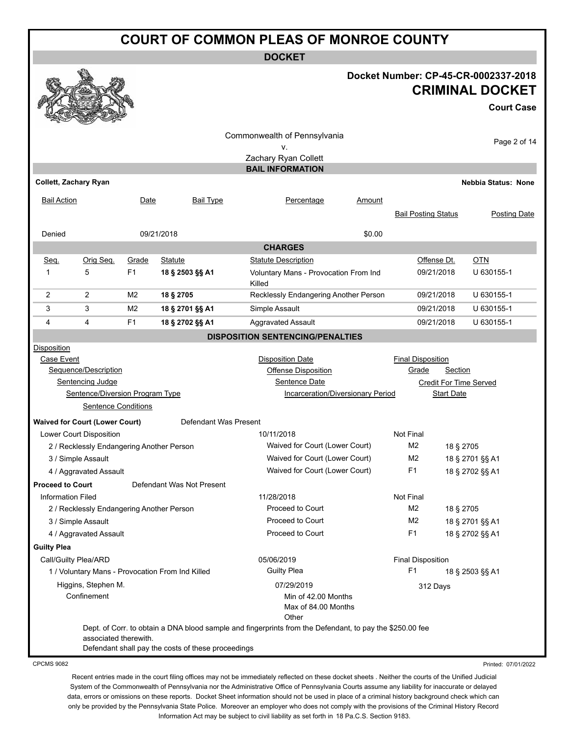# COURT OF COMMON PLEAS OF MONROE COUNTY

**DOCKET**

**Docket Number: CP-45-CR-0002337-2018**

**CRIMINAL DOCKET**

**Court Case**

Commonwealth of Pennsylvania
v.
Zachary Ryan Collett

## BAIL INFORMATION

**Collett, Zachary Ryan** — **Nebbia Status: None**

| Bail Action | Date | Bail Type | Percentage | Amount | Bail Posting Status | Posting Date |
|---|---|---|---|---|---|---|
| Denied | 09/21/2018 | | | $0.00 | | |

## CHARGES

| Seq. | Orig Seq. | Grade | Statute | Statute Description | Offense Dt. | OTN |
|---|---|---|---|---|---|---|
| 1 | 5 | F1 | **18 § 2503 §§ A1** | Voluntary Mans - Provocation From Ind Killed | 09/21/2018 | U 630155-1 |
| 2 | 2 | M2 | **18 § 2705** | Recklessly Endangering Another Person | 09/21/2018 | U 630155-1 |
| 3 | 3 | M2 | **18 § 2701 §§ A1** | Simple Assault | 09/21/2018 | U 630155-1 |
| 4 | 4 | F1 | **18 § 2702 §§ A1** | Aggravated Assault | 09/21/2018 | U 630155-1 |

## DISPOSITION SENTENCING/PENALTIES

Disposition
- Case Event
  - Sequence/Description
    - Sentencing Judge
      - Sentence/Diversion Program Type
        - Sentence Conditions

Disposition Date / Offense Disposition / Sentence Date / Incarceration/Diversionary Period

Final Disposition / Grade / Section / Credit For Time Served / Start Date

**Waived for Court (Lower Court)** — Defendant Was Present

| Case Event / Sequence/Description | Disposition Date / Offense Disposition | Final Disposition / Grade | Section |
|---|---|---|---|
| Lower Court Disposition | 10/11/2018 | Not Final | |
| 2 / Recklessly Endangering Another Person | Waived for Court (Lower Court) | M2 | 18 § 2705 |
| 3 / Simple Assault | Waived for Court (Lower Court) | M2 | 18 § 2701 §§ A1 |
| 4 / Aggravated Assault | Waived for Court (Lower Court) | F1 | 18 § 2702 §§ A1 |

**Proceed to Court** — Defendant Was Not Present

| Case Event / Sequence/Description | Disposition Date / Offense Disposition | Final Disposition / Grade | Section |
|---|---|---|---|
| Information Filed | 11/28/2018 | Not Final | |
| 2 / Recklessly Endangering Another Person | Proceed to Court | M2 | 18 § 2705 |
| 3 / Simple Assault | Proceed to Court | M2 | 18 § 2701 §§ A1 |
| 4 / Aggravated Assault | Proceed to Court | F1 | 18 § 2702 §§ A1 |

**Guilty Plea**

| Case Event / Sequence/Description | Disposition Date / Offense Disposition | Final Disposition / Grade | Section |
|---|---|---|---|
| Call/Guilty Plea/ARD | 05/06/2019 | Final Disposition | |
| 1 / Voluntary Mans - Provocation From Ind Killed | Guilty Plea | F1 | 18 § 2503 §§ A1 |

Higgins, Stephen M. — 07/29/2019 — 312 Days

Confinement — Min of 42.00 Months, Max of 84.00 Months, Other

Dept. of Corr. to obtain a DNA blood sample and fingerprints from the Defendant, to pay the $250.00 fee associated therewith.
Defendant shall pay the costs of these proceedings

CPCMS 9082 — Printed: 07/01/2022

Recent entries made in the court filing offices may not be immediately reflected on these docket sheets . Neither the courts of the Unified Judicial System of the Commonwealth of Pennsylvania nor the Administrative Office of Pennsylvania Courts assume any liability for inaccurate or delayed data, errors or omissions on these reports. Docket Sheet information should not be used in place of a criminal history background check which can only be provided by the Pennsylvania State Police. Moreover an employer who does not comply with the provisions of the Criminal History Record Information Act may be subject to civil liability as set forth in 18 Pa.C.S. Section 9183.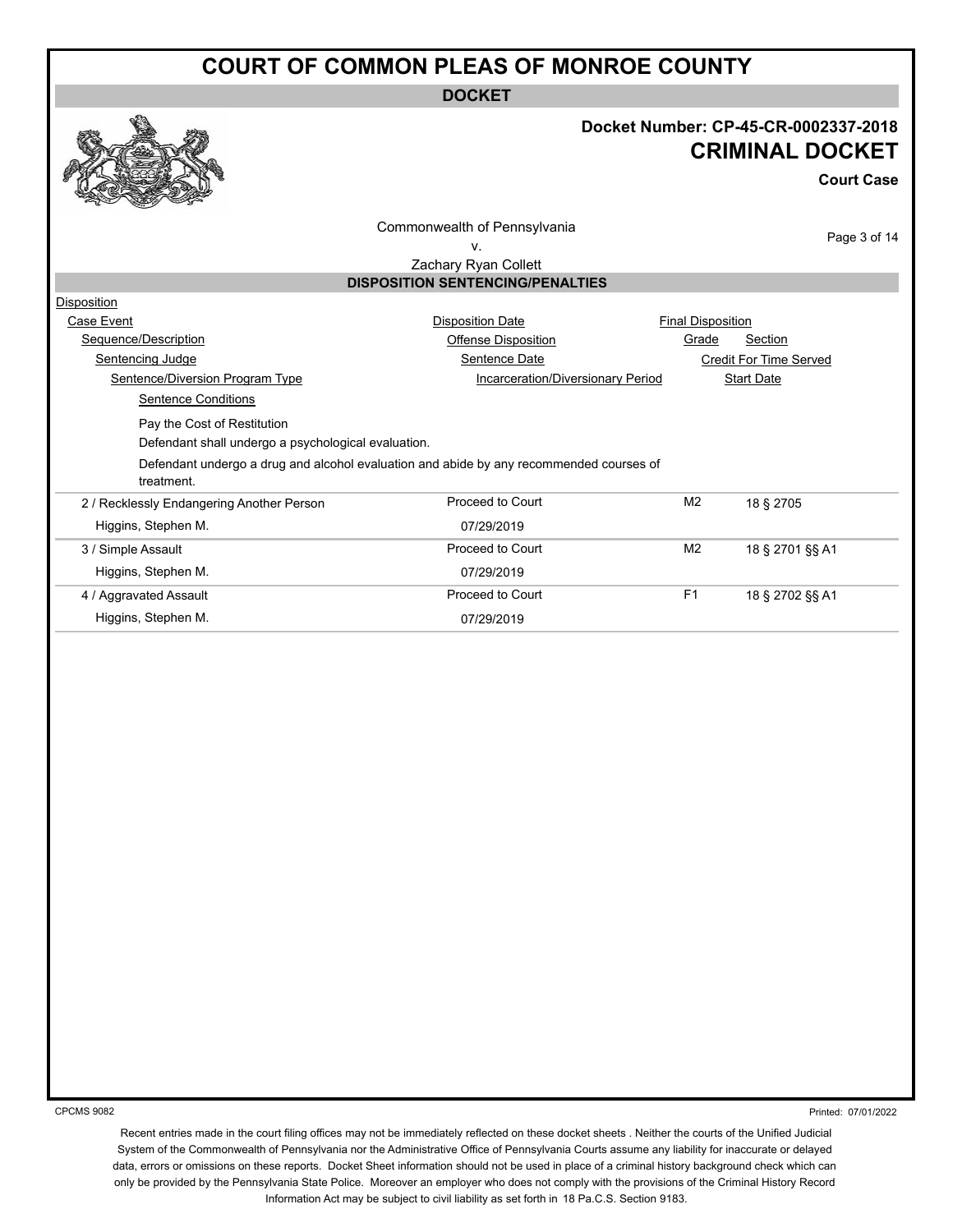# COURT OF COMMON PLEAS OF MONROE COUNTY

**DOCKET**

**Docket Number: CP-45-CR-0002337-2018**

**CRIMINAL DOCKET**

**Court Case**

Commonwealth of Pennsylvania
v.
Zachary Ryan Collett

## DISPOSITION SENTENCING/PENALTIES

Disposition
Case Event — Disposition Date — Final Disposition
Sequence/Description — Offense Disposition — Grade — Section
Sentencing Judge — Sentence Date — Credit For Time Served
Sentence/Diversion Program Type — Incarceration/Diversionary Period — Start Date
Sentence Conditions

Pay the Cost of Restitution
Defendant shall undergo a psychological evaluation.
Defendant undergo a drug and alcohol evaluation and abide by any recommended courses of treatment.

| Sequence/Description | Offense Disposition | Grade | Section |
|---|---|---|---|
| 2 / Recklessly Endangering Another Person | Proceed to Court | M2 | 18 § 2705 |
| Higgins, Stephen M. | 07/29/2019 | | |
| 3 / Simple Assault | Proceed to Court | M2 | 18 § 2701 §§ A1 |
| Higgins, Stephen M. | 07/29/2019 | | |
| 4 / Aggravated Assault | Proceed to Court | F1 | 18 § 2702 §§ A1 |
| Higgins, Stephen M. | 07/29/2019 | | |

CPCMS 9082

Printed: 07/01/2022

Recent entries made in the court filing offices may not be immediately reflected on these docket sheets . Neither the courts of the Unified Judicial System of the Commonwealth of Pennsylvania nor the Administrative Office of Pennsylvania Courts assume any liability for inaccurate or delayed data, errors or omissions on these reports. Docket Sheet information should not be used in place of a criminal history background check which can only be provided by the Pennsylvania State Police. Moreover an employer who does not comply with the provisions of the Criminal History Record Information Act may be subject to civil liability as set forth in 18 Pa.C.S. Section 9183.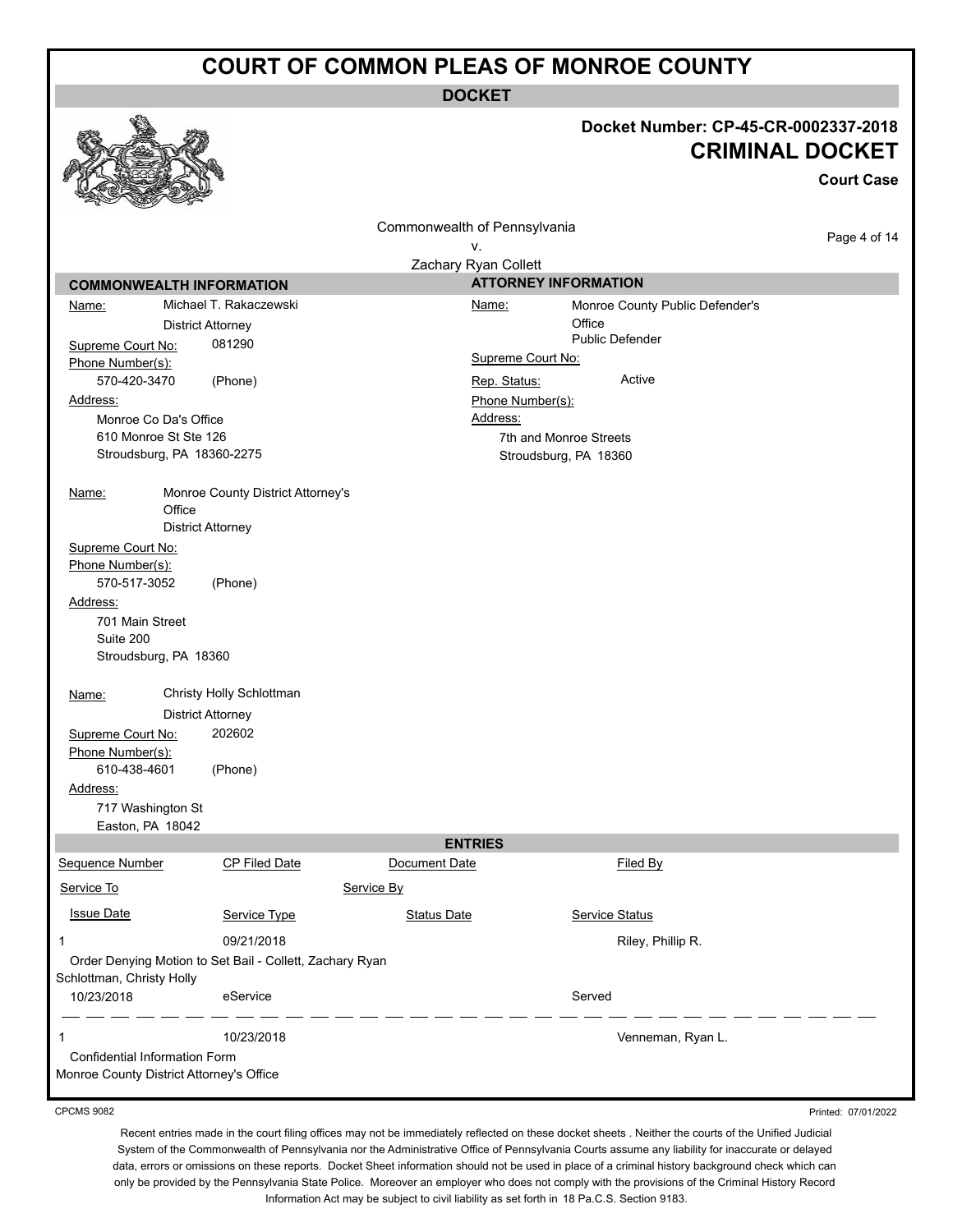# COURT OF COMMON PLEAS OF MONROE COUNTY

## DOCKET

**Docket Number: CP-45-CR-0002337-2018**

**CRIMINAL DOCKET**

**Court Case**

Commonwealth of Pennsylvania
v.
Zachary Ryan Collett

### COMMONWEALTH INFORMATION

**Name:** Michael T. Rakaczewski
District Attorney
**Supreme Court No:** 081290
**Phone Number(s):**
570-420-3470 (Phone)
**Address:**
Monroe Co Da's Office
610 Monroe St Ste 126
Stroudsburg, PA 18360-2275

**Name:** Monroe County District Attorney's Office
District Attorney
**Supreme Court No:**
**Phone Number(s):**
570-517-3052 (Phone)
**Address:**
701 Main Street
Suite 200
Stroudsburg, PA 18360

**Name:** Christy Holly Schlottman
District Attorney
**Supreme Court No:** 202602
**Phone Number(s):**
610-438-4601 (Phone)
**Address:**
717 Washington St
Easton, PA 18042

### ATTORNEY INFORMATION

**Name:** Monroe County Public Defender's Office
Public Defender
**Supreme Court No:**
**Rep. Status:** Active
**Phone Number(s):**
**Address:**
7th and Monroe Streets
Stroudsburg, PA 18360

### ENTRIES

| Sequence Number | CP Filed Date | Document Date | Filed By |
|---|---|---|---|
| Service To | | Service By | |
| Issue Date | Service Type | Status Date | Service Status |
| 1 | 09/21/2018 | | Riley, Phillip R. |
| Order Denying Motion to Set Bail - Collett, Zachary Ryan | | | |
| Schlottman, Christy Holly | | | |
| 10/23/2018 | eService | | Served |
| 1 | 10/23/2018 | | Venneman, Ryan L. |
| Confidential Information Form | | | |
| Monroe County District Attorney's Office | | | |

CPCMS 9082

Printed: 07/01/2022

Recent entries made in the court filing offices may not be immediately reflected on these docket sheets . Neither the courts of the Unified Judicial System of the Commonwealth of Pennsylvania nor the Administrative Office of Pennsylvania Courts assume any liability for inaccurate or delayed data, errors or omissions on these reports. Docket Sheet information should not be used in place of a criminal history background check which can only be provided by the Pennsylvania State Police. Moreover an employer who does not comply with the provisions of the Criminal History Record Information Act may be subject to civil liability as set forth in 18 Pa.C.S. Section 9183.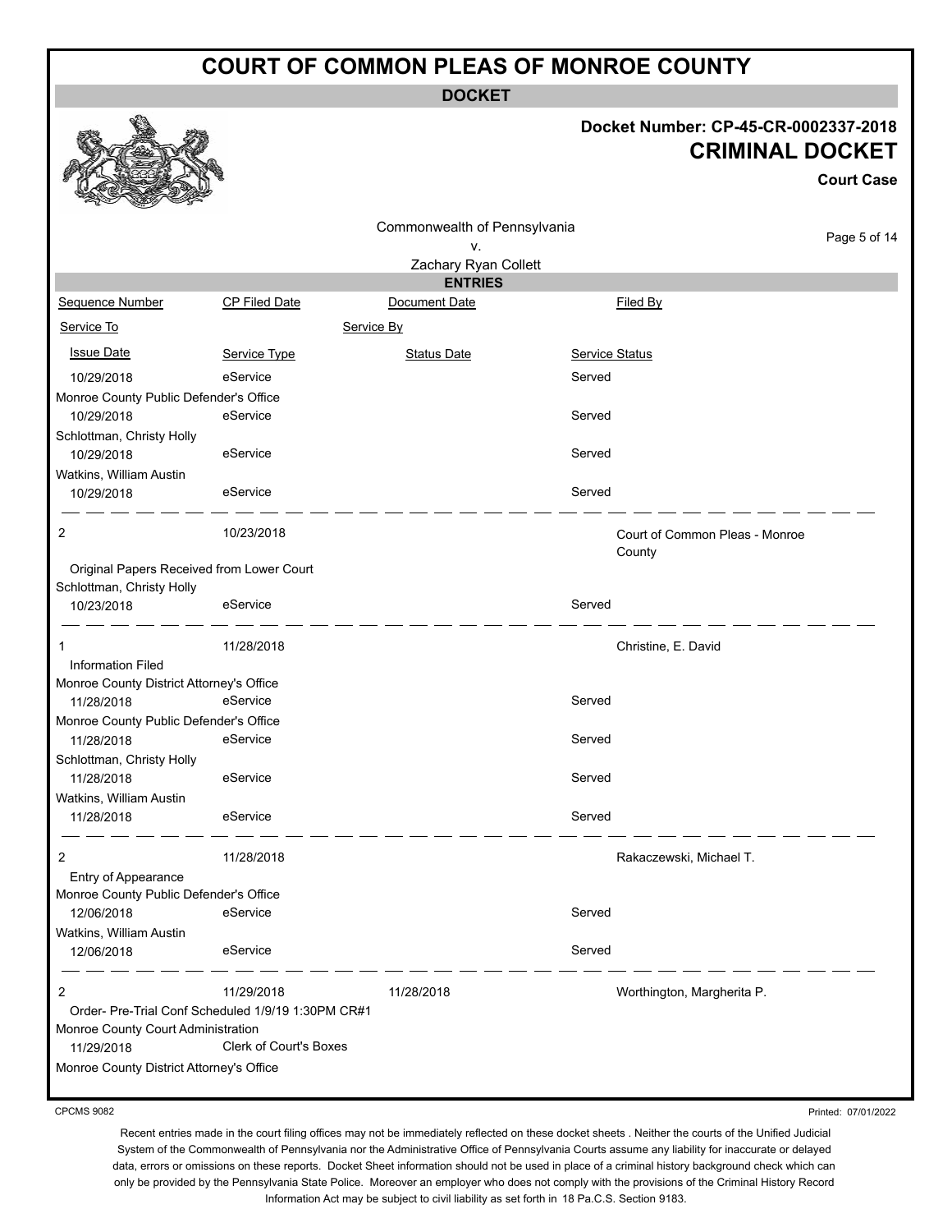# COURT OF COMMON PLEAS OF MONROE COUNTY

**DOCKET**

**Docket Number: CP-45-CR-0002337-2018**
**CRIMINAL DOCKET**
**Court Case**

Commonwealth of Pennsylvania
v.
Zachary Ryan Collett

**ENTRIES**

| Sequence Number | CP Filed Date | Document Date | Filed By |
|---|---|---|---|
| Service To | | Service By | |
| Issue Date | Service Type | Status Date | Service Status |
| 10/29/2018 | eService | | Served |
| Monroe County Public Defender's Office | | | |
| 10/29/2018 | eService | | Served |
| Schlottman, Christy Holly | | | |
| 10/29/2018 | eService | | Served |
| Watkins, William Austin | | | |
| 10/29/2018 | eService | | Served |
| 2 | 10/23/2018 | | Court of Common Pleas - Monroe County |
| Original Papers Received from Lower Court | | | |
| Schlottman, Christy Holly | | | |
| 10/23/2018 | eService | | Served |
| 1 | 11/28/2018 | | Christine, E. David |
| Information Filed | | | |
| Monroe County District Attorney's Office | | | |
| 11/28/2018 | eService | | Served |
| Monroe County Public Defender's Office | | | |
| 11/28/2018 | eService | | Served |
| Schlottman, Christy Holly | | | |
| 11/28/2018 | eService | | Served |
| Watkins, William Austin | | | |
| 11/28/2018 | eService | | Served |
| 2 | 11/28/2018 | | Rakaczewski, Michael T. |
| Entry of Appearance | | | |
| Monroe County Public Defender's Office | | | |
| 12/06/2018 | eService | | Served |
| Watkins, William Austin | | | |
| 12/06/2018 | eService | | Served |
| 2 | 11/29/2018 | 11/28/2018 | Worthington, Margherita P. |
| Order- Pre-Trial Conf Scheduled 1/9/19 1:30PM CR#1 | | | |
| Monroe County Court Administration | | | |
| 11/29/2018 | Clerk of Court's Boxes | | |
| Monroe County District Attorney's Office | | | |

CPCMS 9082

Printed: 07/01/2022

Recent entries made in the court filing offices may not be immediately reflected on these docket sheets . Neither the courts of the Unified Judicial System of the Commonwealth of Pennsylvania nor the Administrative Office of Pennsylvania Courts assume any liability for inaccurate or delayed data, errors or omissions on these reports. Docket Sheet information should not be used in place of a criminal history background check which can only be provided by the Pennsylvania State Police. Moreover an employer who does not comply with the provisions of the Criminal History Record Information Act may be subject to civil liability as set forth in 18 Pa.C.S. Section 9183.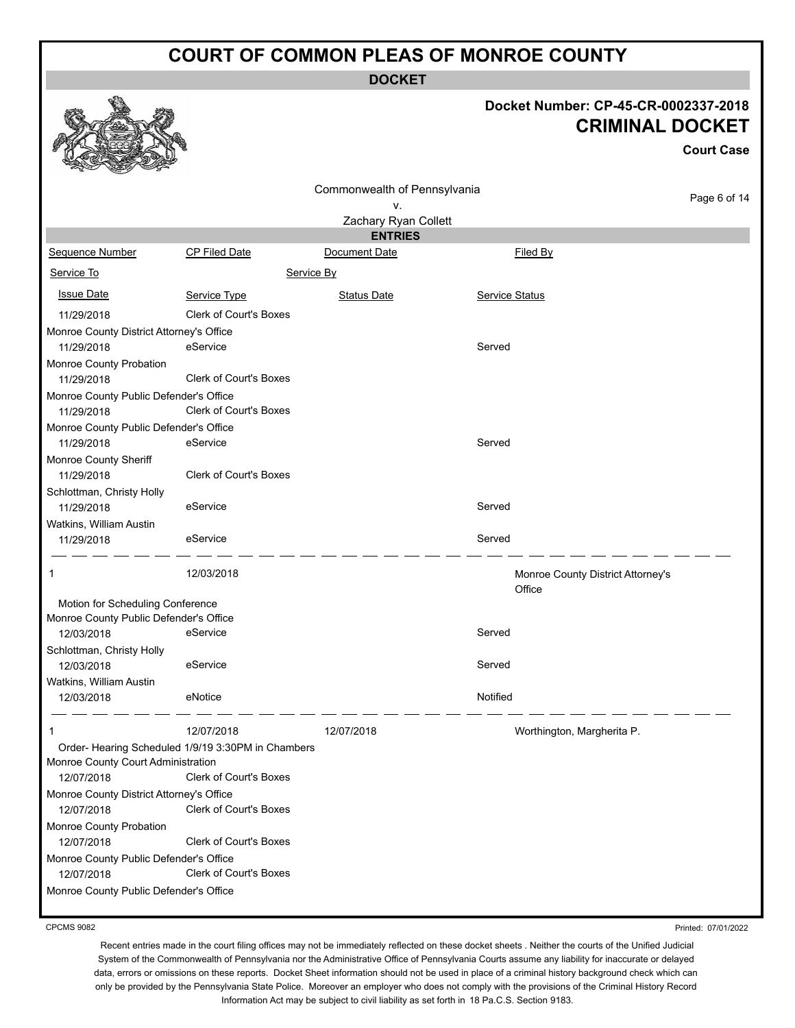# COURT OF COMMON PLEAS OF MONROE COUNTY

## DOCKET

**Docket Number: CP-45-CR-0002337-2018**

**CRIMINAL DOCKET**

**Court Case**

Commonwealth of Pennsylvania
v.
Zachary Ryan Collett

### ENTRIES

| Sequence Number | CP Filed Date | Document Date | Filed By |
|---|---|---|---|
| Service To | | Service By | |
| Issue Date | Service Type | Status Date | Service Status |
| 11/29/2018 | Clerk of Court's Boxes | | |
| Monroe County District Attorney's Office | | | |
| 11/29/2018 | eService | | Served |
| Monroe County Probation | | | |
| 11/29/2018 | Clerk of Court's Boxes | | |
| Monroe County Public Defender's Office | | | |
| 11/29/2018 | Clerk of Court's Boxes | | |
| Monroe County Public Defender's Office | | | |
| 11/29/2018 | eService | | Served |
| Monroe County Sheriff | | | |
| 11/29/2018 | Clerk of Court's Boxes | | |
| Schlottman, Christy Holly | | | |
| 11/29/2018 | eService | | Served |
| Watkins, William Austin | | | |
| 11/29/2018 | eService | | Served |
| 1 | 12/03/2018 | | Monroe County District Attorney's Office |
| Motion for Scheduling Conference | | | |
| Monroe County Public Defender's Office | | | |
| 12/03/2018 | eService | | Served |
| Schlottman, Christy Holly | | | |
| 12/03/2018 | eService | | Served |
| Watkins, William Austin | | | |
| 12/03/2018 | eNotice | | Notified |
| 1 | 12/07/2018 | 12/07/2018 | Worthington, Margherita P. |
| Order- Hearing Scheduled 1/9/19 3:30PM in Chambers | | | |
| Monroe County Court Administration | | | |
| 12/07/2018 | Clerk of Court's Boxes | | |
| Monroe County District Attorney's Office | | | |
| 12/07/2018 | Clerk of Court's Boxes | | |
| Monroe County Probation | | | |
| 12/07/2018 | Clerk of Court's Boxes | | |
| Monroe County Public Defender's Office | | | |
| 12/07/2018 | Clerk of Court's Boxes | | |
| Monroe County Public Defender's Office | | | |

CPCMS 9082

Printed: 07/01/2022

Recent entries made in the court filing offices may not be immediately reflected on these docket sheets . Neither the courts of the Unified Judicial System of the Commonwealth of Pennsylvania nor the Administrative Office of Pennsylvania Courts assume any liability for inaccurate or delayed data, errors or omissions on these reports. Docket Sheet information should not be used in place of a criminal history background check which can only be provided by the Pennsylvania State Police. Moreover an employer who does not comply with the provisions of the Criminal History Record Information Act may be subject to civil liability as set forth in 18 Pa.C.S. Section 9183.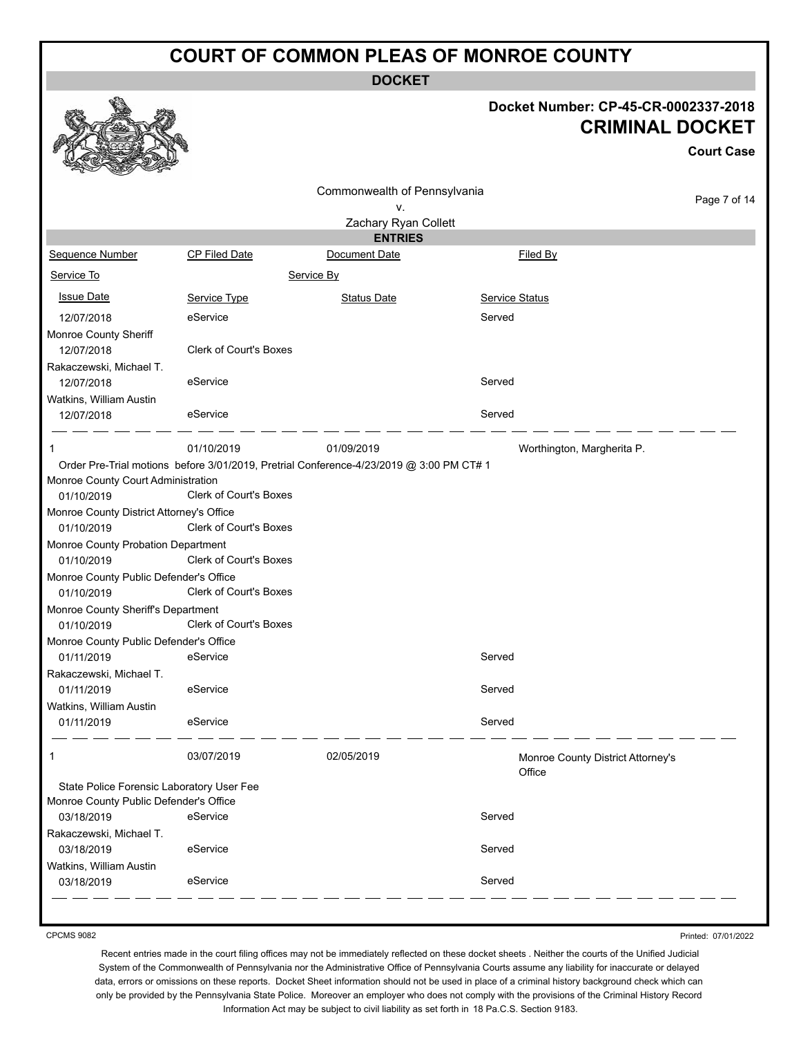# COURT OF COMMON PLEAS OF MONROE COUNTY

**DOCKET**

**Docket Number: CP-45-CR-0002337-2018**

**CRIMINAL DOCKET**

**Court Case**

Commonwealth of Pennsylvania
v.
Zachary Ryan Collett

**ENTRIES**

| Sequence Number | CP Filed Date | Document Date | Filed By |
|---|---|---|---|
| Service To | | Service By | |
| Issue Date | Service Type | Status Date | Service Status |
| 12/07/2018 | eService | | Served |
| Monroe County Sheriff | | | |
| 12/07/2018 | Clerk of Court's Boxes | | |
| Rakaczewski, Michael T. | | | |
| 12/07/2018 | eService | | Served |
| Watkins, William Austin | | | |
| 12/07/2018 | eService | | Served |
| 1 | 01/10/2019 | 01/09/2019 | Worthington, Margherita P. |
| Order Pre-Trial motions before 3/01/2019, Pretrial Conference-4/23/2019 @ 3:00 PM CT# 1 | | | |
| Monroe County Court Administration | | | |
| 01/10/2019 | Clerk of Court's Boxes | | |
| Monroe County District Attorney's Office | | | |
| 01/10/2019 | Clerk of Court's Boxes | | |
| Monroe County Probation Department | | | |
| 01/10/2019 | Clerk of Court's Boxes | | |
| Monroe County Public Defender's Office | | | |
| 01/10/2019 | Clerk of Court's Boxes | | |
| Monroe County Sheriff's Department | | | |
| 01/10/2019 | Clerk of Court's Boxes | | |
| Monroe County Public Defender's Office | | | |
| 01/11/2019 | eService | | Served |
| Rakaczewski, Michael T. | | | |
| 01/11/2019 | eService | | Served |
| Watkins, William Austin | | | |
| 01/11/2019 | eService | | Served |
| 1 | 03/07/2019 | 02/05/2019 | Monroe County District Attorney's Office |
| State Police Forensic Laboratory User Fee | | | |
| Monroe County Public Defender's Office | | | |
| 03/18/2019 | eService | | Served |
| Rakaczewski, Michael T. | | | |
| 03/18/2019 | eService | | Served |
| Watkins, William Austin | | | |
| 03/18/2019 | eService | | Served |

CPCMS 9082

Printed: 07/01/2022

Recent entries made in the court filing offices may not be immediately reflected on these docket sheets . Neither the courts of the Unified Judicial System of the Commonwealth of Pennsylvania nor the Administrative Office of Pennsylvania Courts assume any liability for inaccurate or delayed data, errors or omissions on these reports. Docket Sheet information should not be used in place of a criminal history background check which can only be provided by the Pennsylvania State Police. Moreover an employer who does not comply with the provisions of the Criminal History Record Information Act may be subject to civil liability as set forth in 18 Pa.C.S. Section 9183.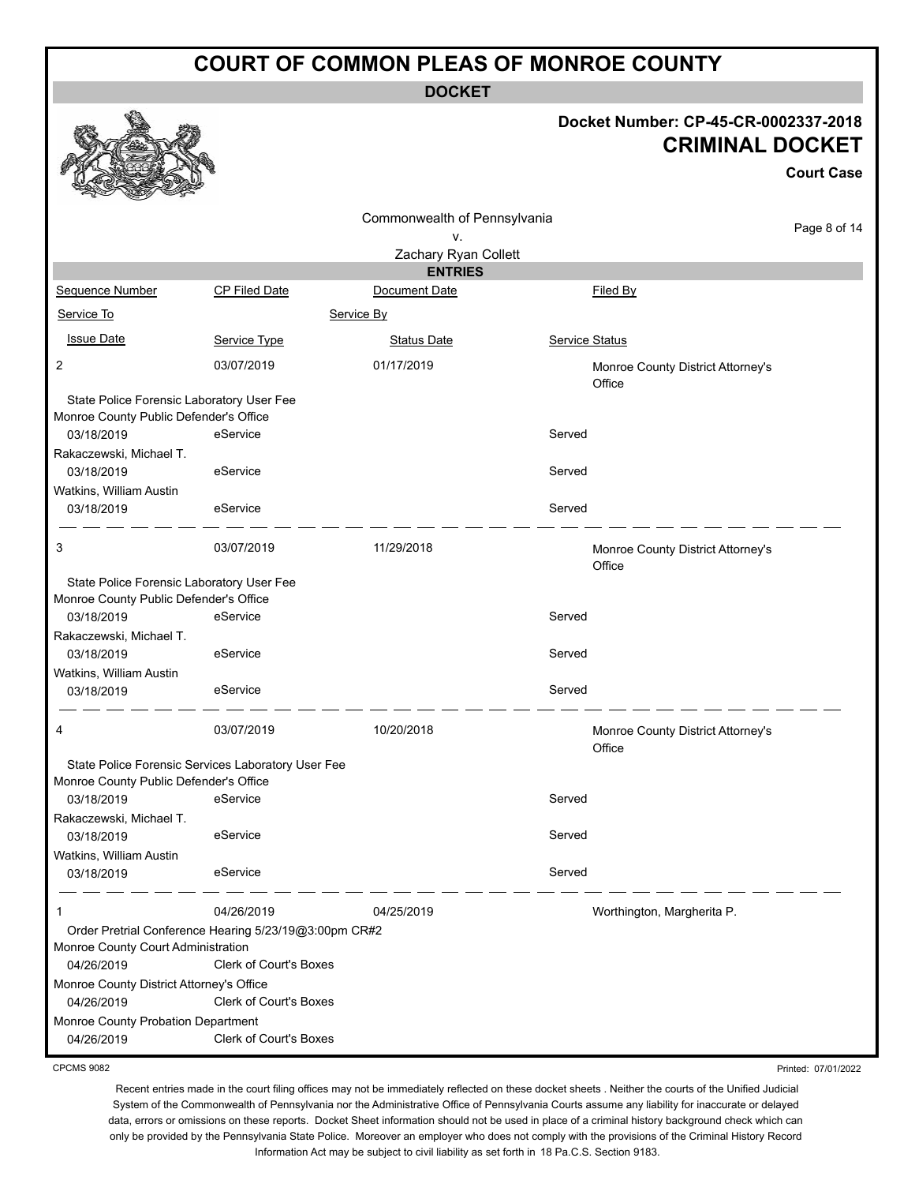# COURT OF COMMON PLEAS OF MONROE COUNTY

**DOCKET**

**Docket Number: CP-45-CR-0002337-2018**

## CRIMINAL DOCKET

**Court Case**

Commonwealth of Pennsylvania
v.
Zachary Ryan Collett

**ENTRIES**

| Sequence Number | CP Filed Date | Document Date | Filed By |
|---|---|---|---|
| Service To | | Service By | |
| Issue Date | Service Type | Status Date | Service Status |
| 2 | 03/07/2019 | 01/17/2019 | Monroe County District Attorney's Office |
| State Police Forensic Laboratory User Fee | | | |
| Monroe County Public Defender's Office | | | |
| 03/18/2019 | eService | | Served |
| Rakaczewski, Michael T. | | | |
| 03/18/2019 | eService | | Served |
| Watkins, William Austin | | | |
| 03/18/2019 | eService | | Served |
| 3 | 03/07/2019 | 11/29/2018 | Monroe County District Attorney's Office |
| State Police Forensic Laboratory User Fee | | | |
| Monroe County Public Defender's Office | | | |
| 03/18/2019 | eService | | Served |
| Rakaczewski, Michael T. | | | |
| 03/18/2019 | eService | | Served |
| Watkins, William Austin | | | |
| 03/18/2019 | eService | | Served |
| 4 | 03/07/2019 | 10/20/2018 | Monroe County District Attorney's Office |
| State Police Forensic Services Laboratory User Fee | | | |
| Monroe County Public Defender's Office | | | |
| 03/18/2019 | eService | | Served |
| Rakaczewski, Michael T. | | | |
| 03/18/2019 | eService | | Served |
| Watkins, William Austin | | | |
| 03/18/2019 | eService | | Served |
| 1 | 04/26/2019 | 04/25/2019 | Worthington, Margherita P. |
| Order Pretrial Conference Hearing 5/23/19@3:00pm CR#2 | | | |
| Monroe County Court Administration | | | |
| 04/26/2019 | Clerk of Court's Boxes | | |
| Monroe County District Attorney's Office | | | |
| 04/26/2019 | Clerk of Court's Boxes | | |
| Monroe County Probation Department | | | |
| 04/26/2019 | Clerk of Court's Boxes | | |

CPCMS 9082

Printed: 07/01/2022

Recent entries made in the court filing offices may not be immediately reflected on these docket sheets . Neither the courts of the Unified Judicial System of the Commonwealth of Pennsylvania nor the Administrative Office of Pennsylvania Courts assume any liability for inaccurate or delayed data, errors or omissions on these reports. Docket Sheet information should not be used in place of a criminal history background check which can only be provided by the Pennsylvania State Police. Moreover an employer who does not comply with the provisions of the Criminal History Record Information Act may be subject to civil liability as set forth in 18 Pa.C.S. Section 9183.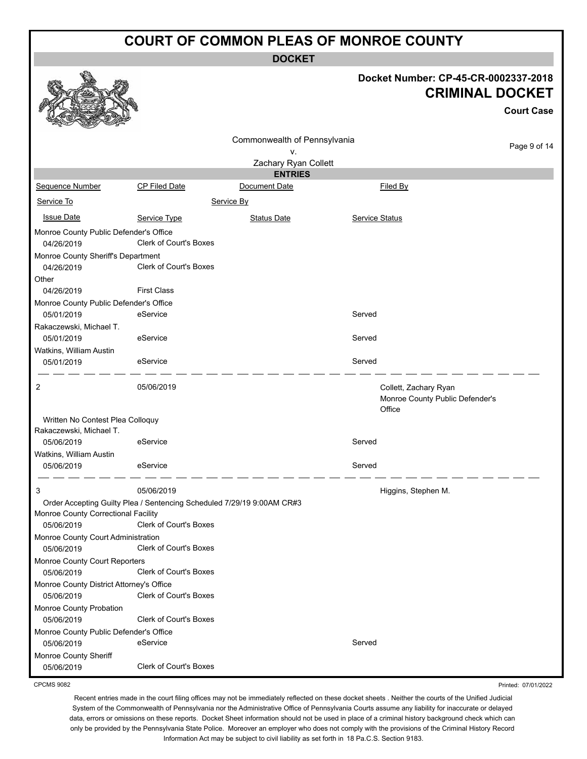# COURT OF COMMON PLEAS OF MONROE COUNTY

**DOCKET**

**Docket Number: CP-45-CR-0002337-2018**

**CRIMINAL DOCKET**

**Court Case**

Commonwealth of Pennsylvania
v.
Zachary Ryan Collett

**ENTRIES**

| Sequence Number | CP Filed Date | Document Date | Filed By |
|---|---|---|---|
| Service To | | Service By | |
| Issue Date | Service Type | Status Date | Service Status |

| | | | |
|---|---|---|---|
| Monroe County Public Defender's Office | | | |
| 04/26/2019 | Clerk of Court's Boxes | | |
| Monroe County Sheriff's Department | | | |
| 04/26/2019 | Clerk of Court's Boxes | | |
| Other | | | |
| 04/26/2019 | First Class | | |
| Monroe County Public Defender's Office | | | |
| 05/01/2019 | eService | | Served |
| Rakaczewski, Michael T. | | | |
| 05/01/2019 | eService | | Served |
| Watkins, William Austin | | | |
| 05/01/2019 | eService | | Served |

| | | | |
|---|---|---|---|
| 2 | 05/06/2019 | | Collett, Zachary Ryan<br>Monroe County Public Defender's Office |
| Written No Contest Plea Colloquy | | | |
| Rakaczewski, Michael T. | | | |
| 05/06/2019 | eService | | Served |
| Watkins, William Austin | | | |
| 05/06/2019 | eService | | Served |

| | | | |
|---|---|---|---|
| 3 | 05/06/2019 | | Higgins, Stephen M. |
| Order Accepting Guilty Plea / Sentencing Scheduled 7/29/19 9:00AM CR#3 | | | |
| Monroe County Correctional Facility | | | |
| 05/06/2019 | Clerk of Court's Boxes | | |
| Monroe County Court Administration | | | |
| 05/06/2019 | Clerk of Court's Boxes | | |
| Monroe County Court Reporters | | | |
| 05/06/2019 | Clerk of Court's Boxes | | |
| Monroe County District Attorney's Office | | | |
| 05/06/2019 | Clerk of Court's Boxes | | |
| Monroe County Probation | | | |
| 05/06/2019 | Clerk of Court's Boxes | | |
| Monroe County Public Defender's Office | | | |
| 05/06/2019 | eService | | Served |
| Monroe County Sheriff | | | |
| 05/06/2019 | Clerk of Court's Boxes | | |

CPCMS 9082

Printed: 07/01/2022

Recent entries made in the court filing offices may not be immediately reflected on these docket sheets . Neither the courts of the Unified Judicial System of the Commonwealth of Pennsylvania nor the Administrative Office of Pennsylvania Courts assume any liability for inaccurate or delayed data, errors or omissions on these reports. Docket Sheet information should not be used in place of a criminal history background check which can only be provided by the Pennsylvania State Police. Moreover an employer who does not comply with the provisions of the Criminal History Record Information Act may be subject to civil liability as set forth in 18 Pa.C.S. Section 9183.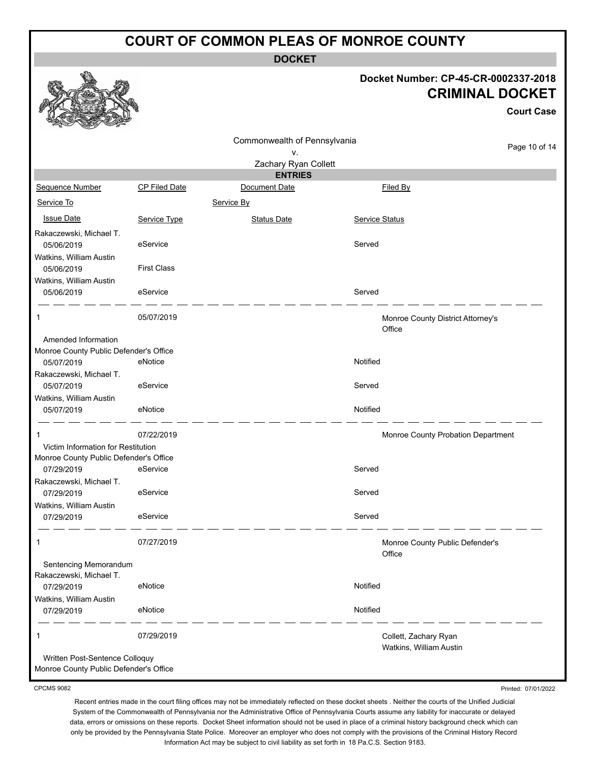# COURT OF COMMON PLEAS OF MONROE COUNTY

**DOCKET**

**Docket Number: CP-45-CR-0002337-2018**
**CRIMINAL DOCKET**
**Court Case**

Commonwealth of Pennsylvania
v.
Zachary Ryan Collett

**ENTRIES**

| Sequence Number | CP Filed Date | Document Date | Filed By |
|---|---|---|---|
| Service To | | Service By | |
| Issue Date | Service Type | Status Date | Service Status |
| Rakaczewski, Michael T. | | | |
| 05/06/2019 | eService | | Served |
| Watkins, William Austin | | | |
| 05/06/2019 | First Class | | |
| Watkins, William Austin | | | |
| 05/06/2019 | eService | | Served |
| 1 | 05/07/2019 | | Monroe County District Attorney's Office |
| Amended Information | | | |
| Monroe County Public Defender's Office | | | |
| 05/07/2019 | eNotice | | Notified |
| Rakaczewski, Michael T. | | | |
| 05/07/2019 | eService | | Served |
| Watkins, William Austin | | | |
| 05/07/2019 | eNotice | | Notified |
| 1 | 07/22/2019 | | Monroe County Probation Department |
| Victim Information for Restitution | | | |
| Monroe County Public Defender's Office | | | |
| 07/29/2019 | eService | | Served |
| Rakaczewski, Michael T. | | | |
| 07/29/2019 | eService | | Served |
| Watkins, William Austin | | | |
| 07/29/2019 | eService | | Served |
| 1 | 07/27/2019 | | Monroe County Public Defender's Office |
| Sentencing Memorandum | | | |
| Rakaczewski, Michael T. | | | |
| 07/29/2019 | eNotice | | Notified |
| Watkins, William Austin | | | |
| 07/29/2019 | eNotice | | Notified |
| 1 | 07/29/2019 | | Collett, Zachary Ryan<br>Watkins, William Austin |
| Written Post-Sentence Colloquy | | | |
| Monroe County Public Defender's Office | | | |

CPCMS 9082

Printed: 07/01/2022

Recent entries made in the court filing offices may not be immediately reflected on these docket sheets . Neither the courts of the Unified Judicial System of the Commonwealth of Pennsylvania nor the Administrative Office of Pennsylvania Courts assume any liability for inaccurate or delayed data, errors or omissions on these reports. Docket Sheet information should not be used in place of a criminal history background check which can only be provided by the Pennsylvania State Police. Moreover an employer who does not comply with the provisions of the Criminal History Record Information Act may be subject to civil liability as set forth in 18 Pa.C.S. Section 9183.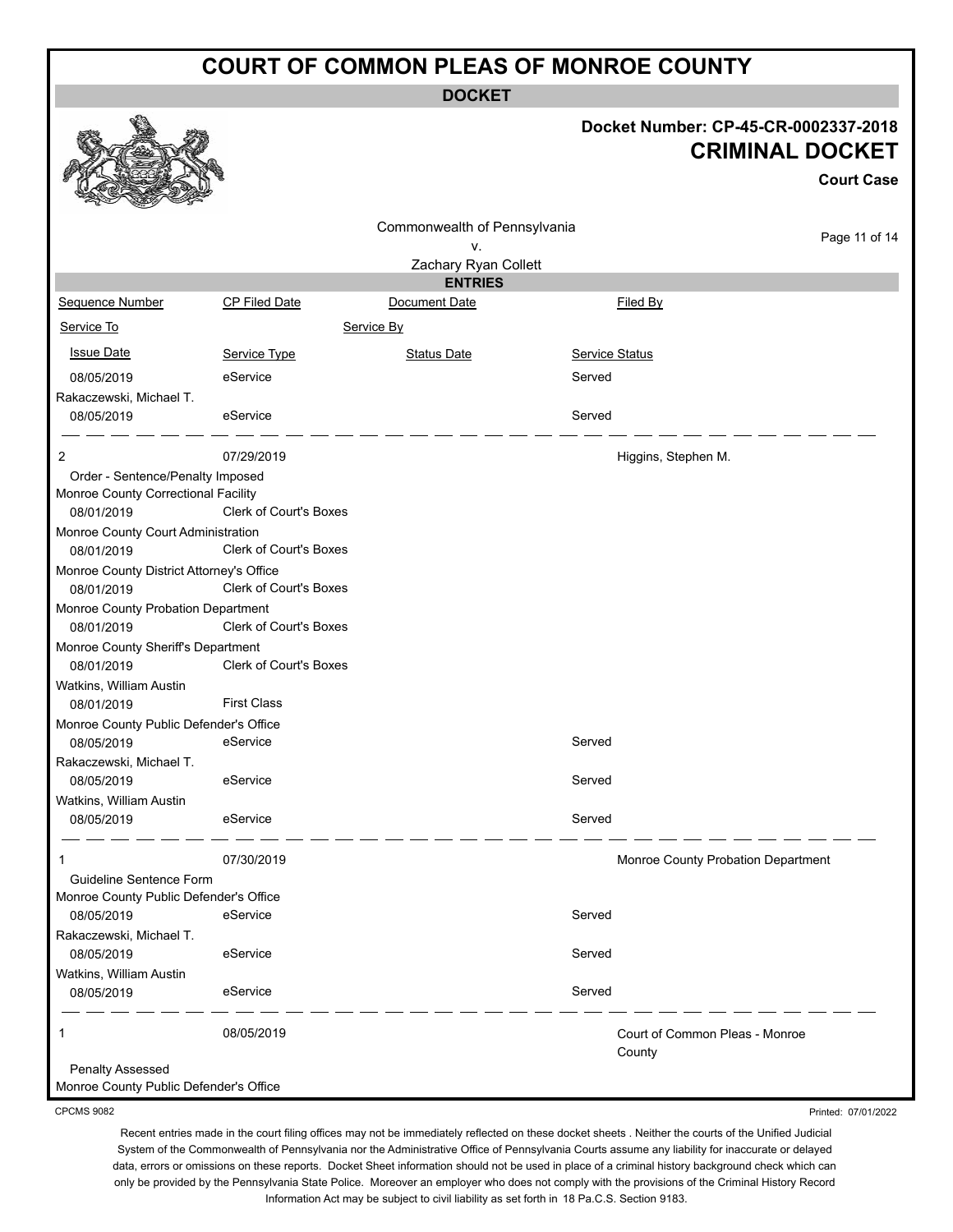# COURT OF COMMON PLEAS OF MONROE COUNTY

**DOCKET**

**Docket Number: CP-45-CR-0002337-2018**

**CRIMINAL DOCKET**

**Court Case**

Commonwealth of Pennsylvania
v.
Zachary Ryan Collett

**ENTRIES**

| Sequence Number | CP Filed Date | Document Date | Filed By |
|---|---|---|---|
| Service To | | Service By | |
| Issue Date | Service Type | Status Date | Service Status |
| 08/05/2019 | eService | | Served |
| Rakaczewski, Michael T. | | | |
| 08/05/2019 | eService | | Served |
| 2 | 07/29/2019 | | Higgins, Stephen M. |
| Order - Sentence/Penalty Imposed | | | |
| Monroe County Correctional Facility | | | |
| 08/01/2019 | Clerk of Court's Boxes | | |
| Monroe County Court Administration | | | |
| 08/01/2019 | Clerk of Court's Boxes | | |
| Monroe County District Attorney's Office | | | |
| 08/01/2019 | Clerk of Court's Boxes | | |
| Monroe County Probation Department | | | |
| 08/01/2019 | Clerk of Court's Boxes | | |
| Monroe County Sheriff's Department | | | |
| 08/01/2019 | Clerk of Court's Boxes | | |
| Watkins, William Austin | | | |
| 08/01/2019 | First Class | | |
| Monroe County Public Defender's Office | | | |
| 08/05/2019 | eService | | Served |
| Rakaczewski, Michael T. | | | |
| 08/05/2019 | eService | | Served |
| Watkins, William Austin | | | |
| 08/05/2019 | eService | | Served |
| 1 | 07/30/2019 | | Monroe County Probation Department |
| Guideline Sentence Form | | | |
| Monroe County Public Defender's Office | | | |
| 08/05/2019 | eService | | Served |
| Rakaczewski, Michael T. | | | |
| 08/05/2019 | eService | | Served |
| Watkins, William Austin | | | |
| 08/05/2019 | eService | | Served |
| 1 | 08/05/2019 | | Court of Common Pleas - Monroe County |
| Penalty Assessed | | | |
| Monroe County Public Defender's Office | | | |

CPCMS 9082

Printed: 07/01/2022

Recent entries made in the court filing offices may not be immediately reflected on these docket sheets . Neither the courts of the Unified Judicial System of the Commonwealth of Pennsylvania nor the Administrative Office of Pennsylvania Courts assume any liability for inaccurate or delayed data, errors or omissions on these reports. Docket Sheet information should not be used in place of a criminal history background check which can only be provided by the Pennsylvania State Police. Moreover an employer who does not comply with the provisions of the Criminal History Record Information Act may be subject to civil liability as set forth in 18 Pa.C.S. Section 9183.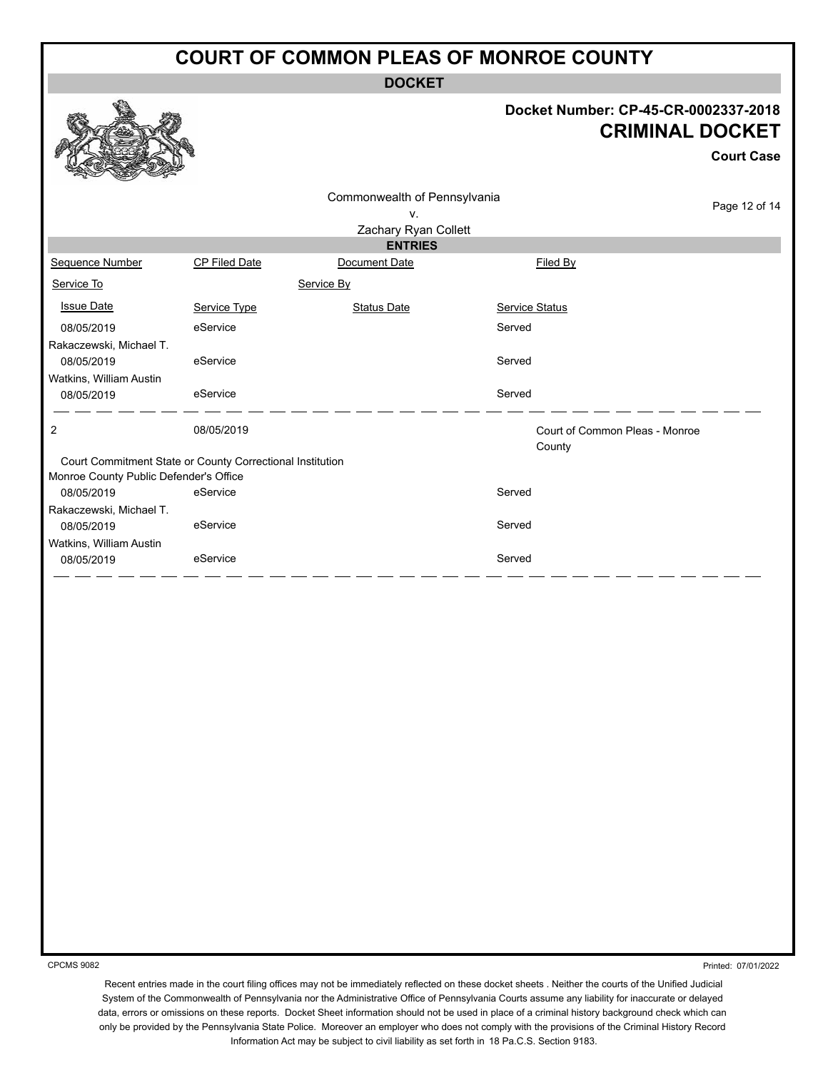# COURT OF COMMON PLEAS OF MONROE COUNTY

## DOCKET

**Docket Number: CP-45-CR-0002337-2018**

**CRIMINAL DOCKET**

**Court Case**

Commonwealth of Pennsylvania
v.
Zachary Ryan Collett

### ENTRIES

| Sequence Number | CP Filed Date | Document Date | Filed By |
|---|---|---|---|
| Service To | | Service By | |
| Issue Date | Service Type | Status Date | Service Status |
| 08/05/2019 | eService | | Served |
| Rakaczewski, Michael T. | | | |
| 08/05/2019 | eService | | Served |
| Watkins, William Austin | | | |
| 08/05/2019 | eService | | Served |
| 2 | 08/05/2019 | | Court of Common Pleas - Monroe County |
| Court Commitment State or County Correctional Institution | | | |
| Monroe County Public Defender's Office | | | |
| 08/05/2019 | eService | | Served |
| Rakaczewski, Michael T. | | | |
| 08/05/2019 | eService | | Served |
| Watkins, William Austin | | | |
| 08/05/2019 | eService | | Served |

CPCMS 9082

Printed: 07/01/2022

Recent entries made in the court filing offices may not be immediately reflected on these docket sheets . Neither the courts of the Unified Judicial System of the Commonwealth of Pennsylvania nor the Administrative Office of Pennsylvania Courts assume any liability for inaccurate or delayed data, errors or omissions on these reports. Docket Sheet information should not be used in place of a criminal history background check which can only be provided by the Pennsylvania State Police. Moreover an employer who does not comply with the provisions of the Criminal History Record Information Act may be subject to civil liability as set forth in 18 Pa.C.S. Section 9183.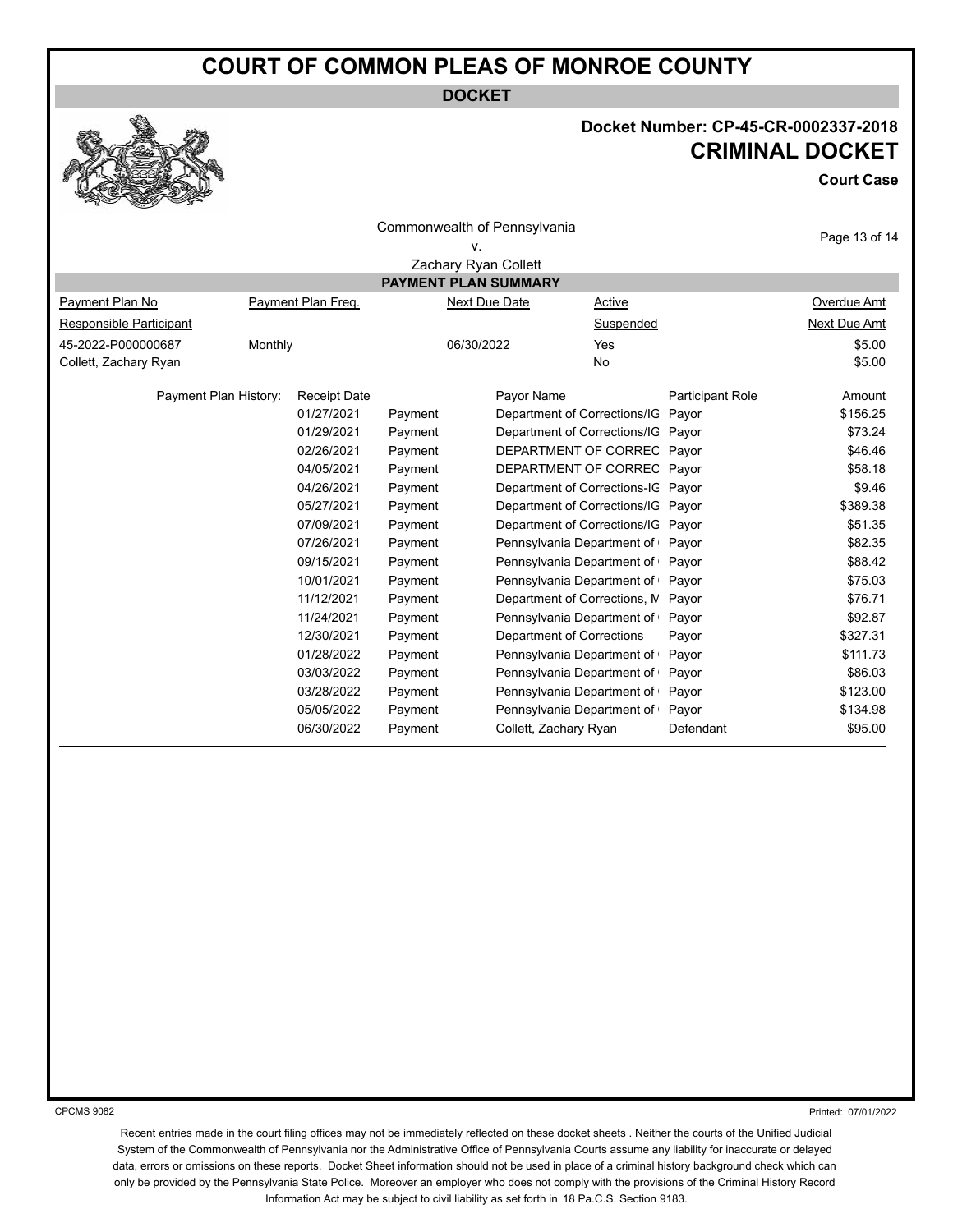# COURT OF COMMON PLEAS OF MONROE COUNTY

**DOCKET**

**Docket Number: CP-45-CR-0002337-2018**

**CRIMINAL DOCKET**

**Court Case**

Commonwealth of Pennsylvania
v.
Zachary Ryan Collett

## PAYMENT PLAN SUMMARY

| Payment Plan No | Payment Plan Freq. | Next Due Date | Active | Overdue Amt |
|---|---|---|---|---|
| Responsible Participant | | | Suspended | Next Due Amt |
| 45-2022-P000000687 | Monthly | 06/30/2022 | Yes | $5.00 |
| Collett, Zachary Ryan | | | No | $5.00 |

Payment Plan History:

| Receipt Date | | Payor Name | Participant Role | Amount |
|---|---|---|---|---|
| 01/27/2021 | Payment | Department of Corrections/IG | Payor | $156.25 |
| 01/29/2021 | Payment | Department of Corrections/IG | Payor | $73.24 |
| 02/26/2021 | Payment | DEPARTMENT OF CORREC | Payor | $46.46 |
| 04/05/2021 | Payment | DEPARTMENT OF CORREC | Payor | $58.18 |
| 04/26/2021 | Payment | Department of Corrections-IG | Payor | $9.46 |
| 05/27/2021 | Payment | Department of Corrections/IG | Payor | $389.38 |
| 07/09/2021 | Payment | Department of Corrections/IG | Payor | $51.35 |
| 07/26/2021 | Payment | Pennsylvania Department of | Payor | $82.35 |
| 09/15/2021 | Payment | Pennsylvania Department of | Payor | $88.42 |
| 10/01/2021 | Payment | Pennsylvania Department of | Payor | $75.03 |
| 11/12/2021 | Payment | Department of Corrections, M | Payor | $76.71 |
| 11/24/2021 | Payment | Pennsylvania Department of | Payor | $92.87 |
| 12/30/2021 | Payment | Department of Corrections | Payor | $327.31 |
| 01/28/2022 | Payment | Pennsylvania Department of | Payor | $111.73 |
| 03/03/2022 | Payment | Pennsylvania Department of | Payor | $86.03 |
| 03/28/2022 | Payment | Pennsylvania Department of | Payor | $123.00 |
| 05/05/2022 | Payment | Pennsylvania Department of | Payor | $134.98 |
| 06/30/2022 | Payment | Collett, Zachary Ryan | Defendant | $95.00 |

CPCMS 9082

Printed: 07/01/2022

Recent entries made in the court filing offices may not be immediately reflected on these docket sheets . Neither the courts of the Unified Judicial System of the Commonwealth of Pennsylvania nor the Administrative Office of Pennsylvania Courts assume any liability for inaccurate or delayed data, errors or omissions on these reports. Docket Sheet information should not be used in place of a criminal history background check which can only be provided by the Pennsylvania State Police. Moreover an employer who does not comply with the provisions of the Criminal History Record Information Act may be subject to civil liability as set forth in 18 Pa.C.S. Section 9183.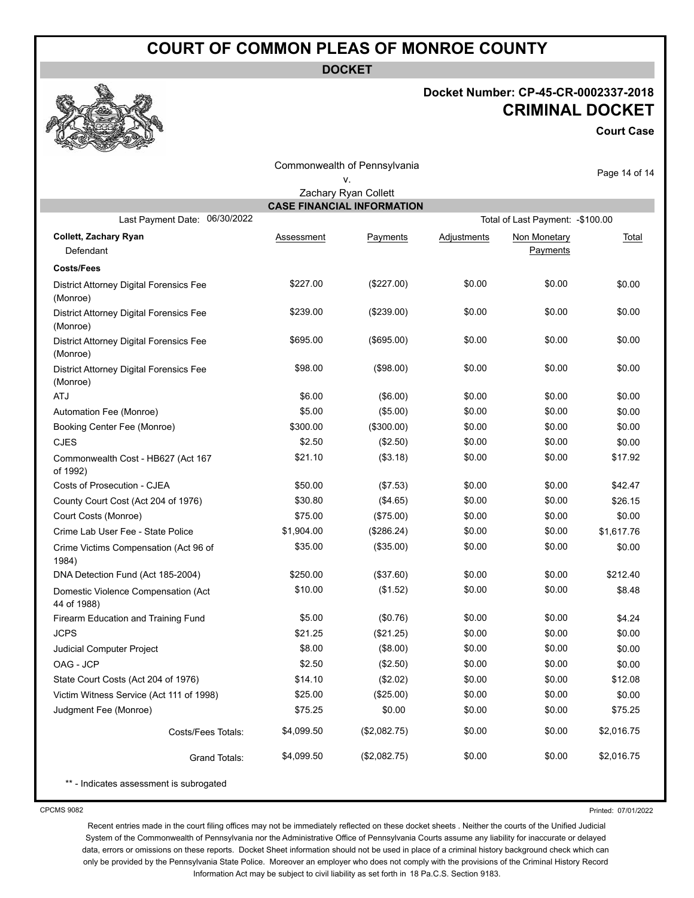# COURT OF COMMON PLEAS OF MONROE COUNTY

**DOCKET**

**Docket Number: CP-45-CR-0002337-2018**

## CRIMINAL DOCKET

**Court Case**

Commonwealth of Pennsylvania
v.
Zachary Ryan Collett

### CASE FINANCIAL INFORMATION

Last Payment Date: 06/30/2022 | Total of Last Payment: -$100.00

| Collett, Zachary Ryan<br>Defendant | Assessment | Payments | Adjustments | Non Monetary Payments | Total |
|---|---|---|---|---|---|
| **Costs/Fees** | | | | | |
| District Attorney Digital Forensics Fee (Monroe) | $227.00 | ($227.00) | $0.00 | $0.00 | $0.00 |
| District Attorney Digital Forensics Fee (Monroe) | $239.00 | ($239.00) | $0.00 | $0.00 | $0.00 |
| District Attorney Digital Forensics Fee (Monroe) | $695.00 | ($695.00) | $0.00 | $0.00 | $0.00 |
| District Attorney Digital Forensics Fee (Monroe) | $98.00 | ($98.00) | $0.00 | $0.00 | $0.00 |
| ATJ | $6.00 | ($6.00) | $0.00 | $0.00 | $0.00 |
| Automation Fee (Monroe) | $5.00 | ($5.00) | $0.00 | $0.00 | $0.00 |
| Booking Center Fee (Monroe) | $300.00 | ($300.00) | $0.00 | $0.00 | $0.00 |
| CJES | $2.50 | ($2.50) | $0.00 | $0.00 | $0.00 |
| Commonwealth Cost - HB627 (Act 167 of 1992) | $21.10 | ($3.18) | $0.00 | $0.00 | $17.92 |
| Costs of Prosecution - CJEA | $50.00 | ($7.53) | $0.00 | $0.00 | $42.47 |
| County Court Cost (Act 204 of 1976) | $30.80 | ($4.65) | $0.00 | $0.00 | $26.15 |
| Court Costs (Monroe) | $75.00 | ($75.00) | $0.00 | $0.00 | $0.00 |
| Crime Lab User Fee - State Police | $1,904.00 | ($286.24) | $0.00 | $0.00 | $1,617.76 |
| Crime Victims Compensation (Act 96 of 1984) | $35.00 | ($35.00) | $0.00 | $0.00 | $0.00 |
| DNA Detection Fund (Act 185-2004) | $250.00 | ($37.60) | $0.00 | $0.00 | $212.40 |
| Domestic Violence Compensation (Act 44 of 1988) | $10.00 | ($1.52) | $0.00 | $0.00 | $8.48 |
| Firearm Education and Training Fund | $5.00 | ($0.76) | $0.00 | $0.00 | $4.24 |
| JCPS | $21.25 | ($21.25) | $0.00 | $0.00 | $0.00 |
| Judicial Computer Project | $8.00 | ($8.00) | $0.00 | $0.00 | $0.00 |
| OAG - JCP | $2.50 | ($2.50) | $0.00 | $0.00 | $0.00 |
| State Court Costs (Act 204 of 1976) | $14.10 | ($2.02) | $0.00 | $0.00 | $12.08 |
| Victim Witness Service (Act 111 of 1998) | $25.00 | ($25.00) | $0.00 | $0.00 | $0.00 |
| Judgment Fee (Monroe) | $75.25 | $0.00 | $0.00 | $0.00 | $75.25 |
| Costs/Fees Totals: | $4,099.50 | ($2,082.75) | $0.00 | $0.00 | $2,016.75 |
| Grand Totals: | $4,099.50 | ($2,082.75) | $0.00 | $0.00 | $2,016.75 |

** - Indicates assessment is subrogated

CPCMS 9082

Printed: 07/01/2022

Recent entries made in the court filing offices may not be immediately reflected on these docket sheets . Neither the courts of the Unified Judicial System of the Commonwealth of Pennsylvania nor the Administrative Office of Pennsylvania Courts assume any liability for inaccurate or delayed data, errors or omissions on these reports. Docket Sheet information should not be used in place of a criminal history background check which can only be provided by the Pennsylvania State Police. Moreover an employer who does not comply with the provisions of the Criminal History Record Information Act may be subject to civil liability as set forth in 18 Pa.C.S. Section 9183.